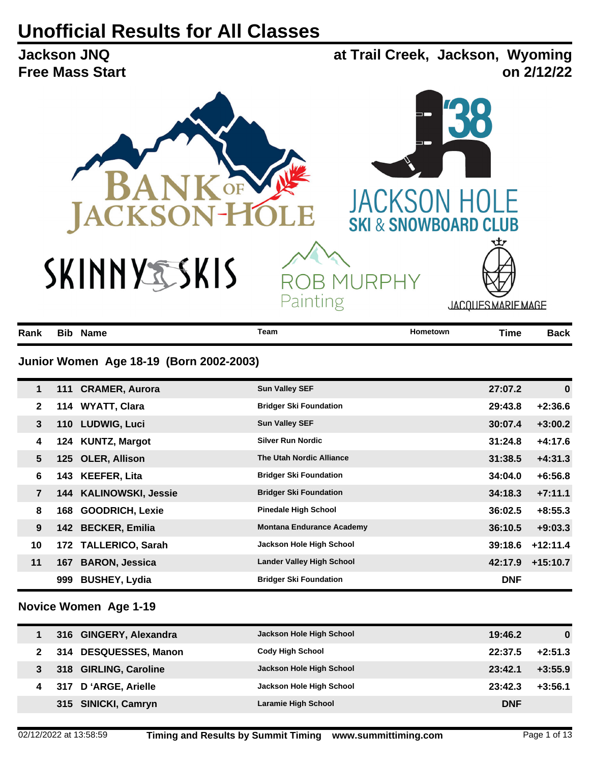# Unofficial Results for All Classes

**Jackson JNQ**
**Free Mass Start**

**at Trail Creek, Jackson, Wyoming**
**on 2/12/22**

BANK OF JACKSON HOLE

'38 JACKSON HOLE SKI & SNOWBOARD CLUB

SKINNY SKIS

ROB MURPHY Painting

JACQUES MARIE MAGE

### Junior Women Age 18-19 (Born 2002-2003)

| Rank | Bib | Name | Team | Hometown | Time | Back |
|---|---|---|---|---|---|---|
| 1 | 111 | CRAMER, Aurora | Sun Valley SEF | | 27:07.2 | 0 |
| 2 | 114 | WYATT, Clara | Bridger Ski Foundation | | 29:43.8 | +2:36.6 |
| 3 | 110 | LUDWIG, Luci | Sun Valley SEF | | 30:07.4 | +3:00.2 |
| 4 | 124 | KUNTZ, Margot | Silver Run Nordic | | 31:24.8 | +4:17.6 |
| 5 | 125 | OLER, Allison | The Utah Nordic Alliance | | 31:38.5 | +4:31.3 |
| 6 | 143 | KEEFER, Lita | Bridger Ski Foundation | | 34:04.0 | +6:56.8 |
| 7 | 144 | KALINOWSKI, Jessie | Bridger Ski Foundation | | 34:18.3 | +7:11.1 |
| 8 | 168 | GOODRICH, Lexie | Pinedale High School | | 36:02.5 | +8:55.3 |
| 9 | 142 | BECKER, Emilia | Montana Endurance Academy | | 36:10.5 | +9:03.3 |
| 10 | 172 | TALLERICO, Sarah | Jackson Hole High School | | 39:18.6 | +12:11.4 |
| 11 | 167 | BARON, Jessica | Lander Valley High School | | 42:17.9 | +15:10.7 |
| | 999 | BUSHEY, Lydia | Bridger Ski Foundation | | DNF | |

### Novice Women Age 1-19

| Rank | Bib | Name | Team | Hometown | Time | Back |
|---|---|---|---|---|---|---|
| 1 | 316 | GINGERY, Alexandra | Jackson Hole High School | | 19:46.2 | 0 |
| 2 | 314 | DESQUESSES, Manon | Cody High School | | 22:37.5 | +2:51.3 |
| 3 | 318 | GIRLING, Caroline | Jackson Hole High School | | 23:42.1 | +3:55.9 |
| 4 | 317 | D 'ARGE, Arielle | Jackson Hole High School | | 23:42.3 | +3:56.1 |
| | 315 | SINICKI, Camryn | Laramie High School | | DNF | |

02/12/2022 at 13:58:59 **Timing and Results by Summit Timing www.summittiming.com**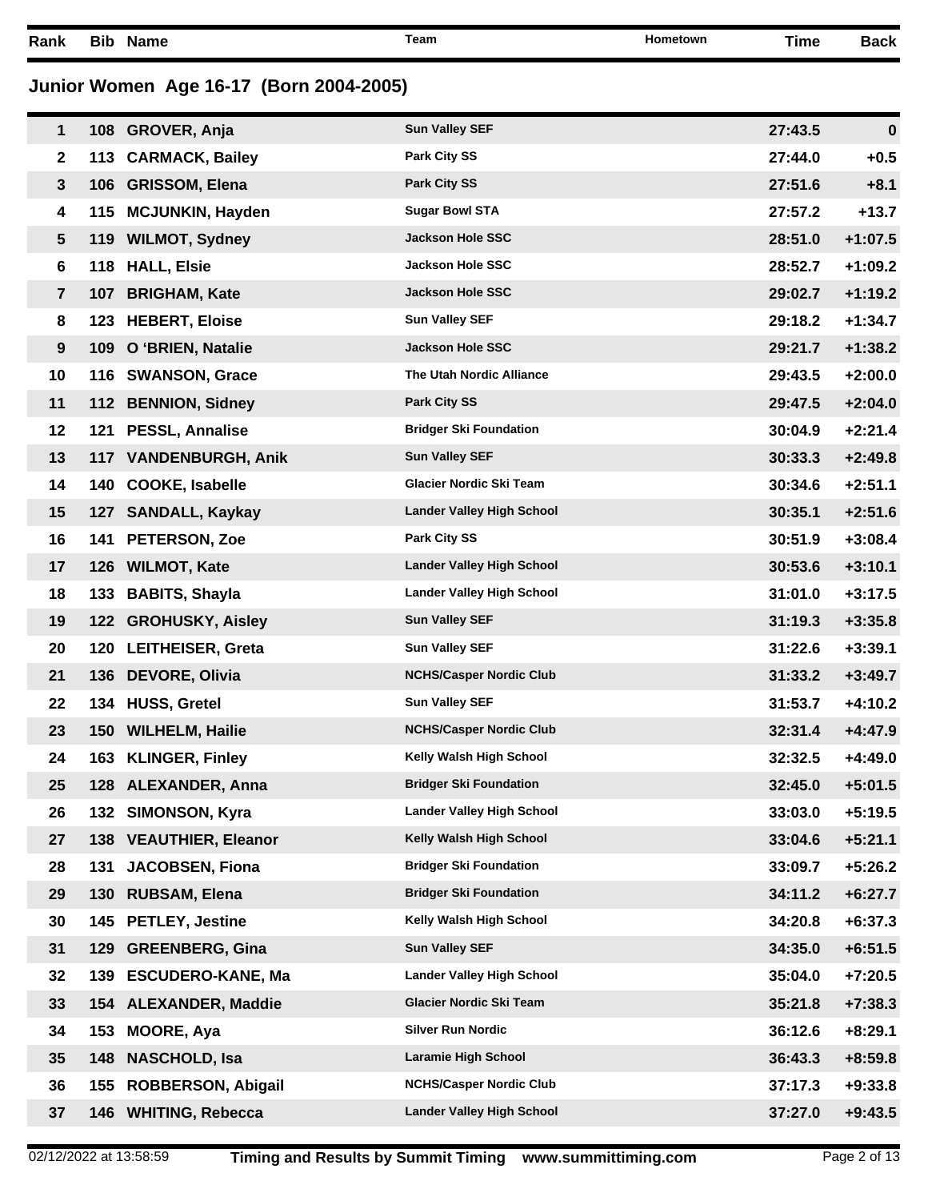## Junior Women Age 16-17 (Born 2004-2005)

| Rank | Bib | Name | Team | Hometown | Time | Back |
|---|---|---|---|---|---|---|
| 1 | 108 | GROVER, Anja | Sun Valley SEF | | 27:43.5 | 0 |
| 2 | 113 | CARMACK, Bailey | Park City SS | | 27:44.0 | +0.5 |
| 3 | 106 | GRISSOM, Elena | Park City SS | | 27:51.6 | +8.1 |
| 4 | 115 | MCJUNKIN, Hayden | Sugar Bowl STA | | 27:57.2 | +13.7 |
| 5 | 119 | WILMOT, Sydney | Jackson Hole SSC | | 28:51.0 | +1:07.5 |
| 6 | 118 | HALL, Elsie | Jackson Hole SSC | | 28:52.7 | +1:09.2 |
| 7 | 107 | BRIGHAM, Kate | Jackson Hole SSC | | 29:02.7 | +1:19.2 |
| 8 | 123 | HEBERT, Eloise | Sun Valley SEF | | 29:18.2 | +1:34.7 |
| 9 | 109 | O 'BRIEN, Natalie | Jackson Hole SSC | | 29:21.7 | +1:38.2 |
| 10 | 116 | SWANSON, Grace | The Utah Nordic Alliance | | 29:43.5 | +2:00.0 |
| 11 | 112 | BENNION, Sidney | Park City SS | | 29:47.5 | +2:04.0 |
| 12 | 121 | PESSL, Annalise | Bridger Ski Foundation | | 30:04.9 | +2:21.4 |
| 13 | 117 | VANDENBURGH, Anik | Sun Valley SEF | | 30:33.3 | +2:49.8 |
| 14 | 140 | COOKE, Isabelle | Glacier Nordic Ski Team | | 30:34.6 | +2:51.1 |
| 15 | 127 | SANDALL, Kaykay | Lander Valley High School | | 30:35.1 | +2:51.6 |
| 16 | 141 | PETERSON, Zoe | Park City SS | | 30:51.9 | +3:08.4 |
| 17 | 126 | WILMOT, Kate | Lander Valley High School | | 30:53.6 | +3:10.1 |
| 18 | 133 | BABITS, Shayla | Lander Valley High School | | 31:01.0 | +3:17.5 |
| 19 | 122 | GROHUSKY, Aisley | Sun Valley SEF | | 31:19.3 | +3:35.8 |
| 20 | 120 | LEITHEISER, Greta | Sun Valley SEF | | 31:22.6 | +3:39.1 |
| 21 | 136 | DEVORE, Olivia | NCHS/Casper Nordic Club | | 31:33.2 | +3:49.7 |
| 22 | 134 | HUSS, Gretel | Sun Valley SEF | | 31:53.7 | +4:10.2 |
| 23 | 150 | WILHELM, Hailie | NCHS/Casper Nordic Club | | 32:31.4 | +4:47.9 |
| 24 | 163 | KLINGER, Finley | Kelly Walsh High School | | 32:32.5 | +4:49.0 |
| 25 | 128 | ALEXANDER, Anna | Bridger Ski Foundation | | 32:45.0 | +5:01.5 |
| 26 | 132 | SIMONSON, Kyra | Lander Valley High School | | 33:03.0 | +5:19.5 |
| 27 | 138 | VEAUTHIER, Eleanor | Kelly Walsh High School | | 33:04.6 | +5:21.1 |
| 28 | 131 | JACOBSEN, Fiona | Bridger Ski Foundation | | 33:09.7 | +5:26.2 |
| 29 | 130 | RUBSAM, Elena | Bridger Ski Foundation | | 34:11.2 | +6:27.7 |
| 30 | 145 | PETLEY, Jestine | Kelly Walsh High School | | 34:20.8 | +6:37.3 |
| 31 | 129 | GREENBERG, Gina | Sun Valley SEF | | 34:35.0 | +6:51.5 |
| 32 | 139 | ESCUDERO-KANE, Ma | Lander Valley High School | | 35:04.0 | +7:20.5 |
| 33 | 154 | ALEXANDER, Maddie | Glacier Nordic Ski Team | | 35:21.8 | +7:38.3 |
| 34 | 153 | MOORE, Aya | Silver Run Nordic | | 36:12.6 | +8:29.1 |
| 35 | 148 | NASCHOLD, Isa | Laramie High School | | 36:43.3 | +8:59.8 |
| 36 | 155 | ROBBERSON, Abigail | NCHS/Casper Nordic Club | | 37:17.3 | +9:33.8 |
| 37 | 146 | WHITING, Rebecca | Lander Valley High School | | 37:27.0 | +9:43.5 |

02/12/2022 at 13:58:59 Timing and Results by Summit Timing www.summittiming.com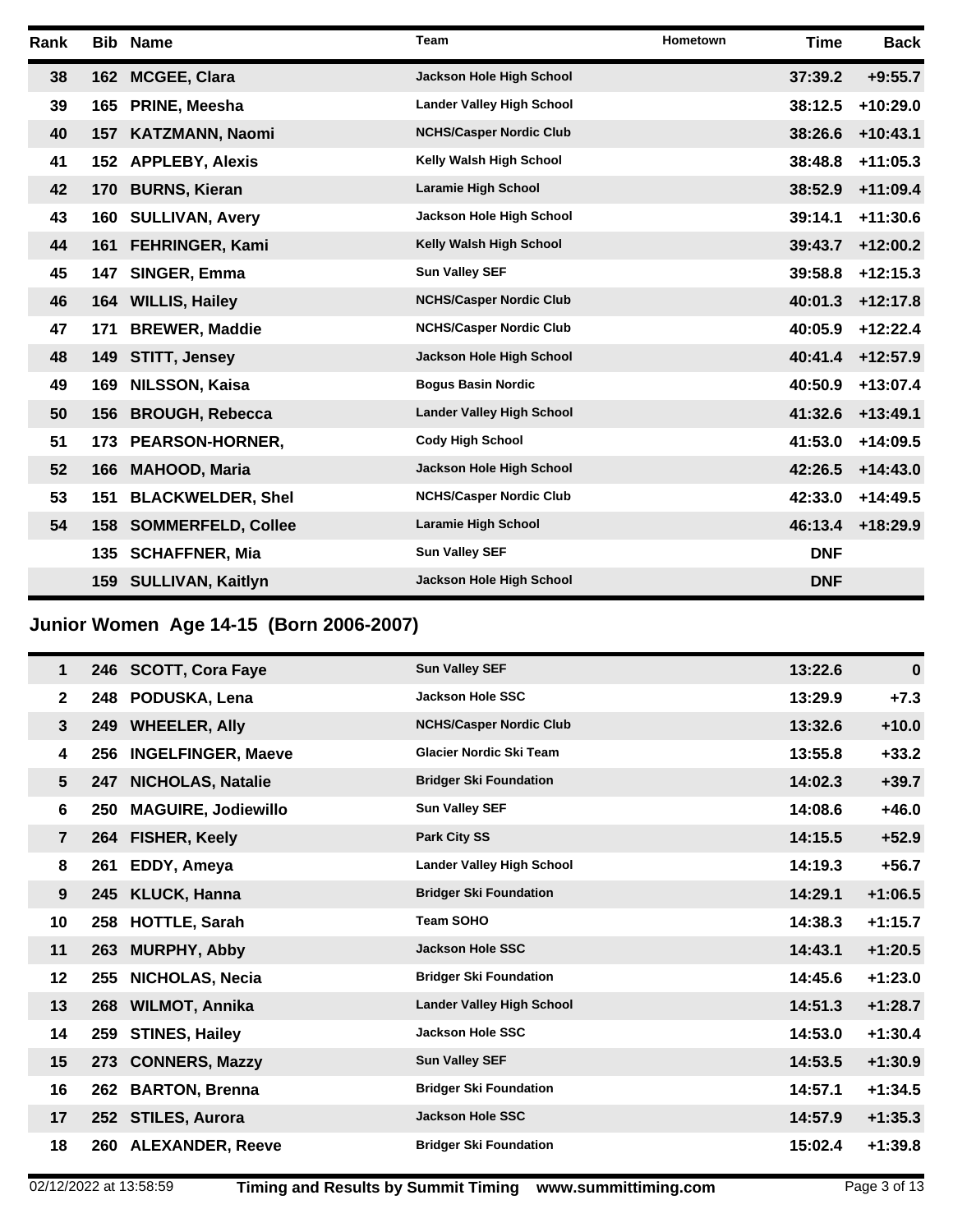| Rank | Bib | Name | Team | Hometown | Time | Back |
|---|---|---|---|---|---|---|
| 38 | 162 | MCGEE, Clara | Jackson Hole High School | | 37:39.2 | +9:55.7 |
| 39 | 165 | PRINE, Meesha | Lander Valley High School | | 38:12.5 | +10:29.0 |
| 40 | 157 | KATZMANN, Naomi | NCHS/Casper Nordic Club | | 38:26.6 | +10:43.1 |
| 41 | 152 | APPLEBY, Alexis | Kelly Walsh High School | | 38:48.8 | +11:05.3 |
| 42 | 170 | BURNS, Kieran | Laramie High School | | 38:52.9 | +11:09.4 |
| 43 | 160 | SULLIVAN, Avery | Jackson Hole High School | | 39:14.1 | +11:30.6 |
| 44 | 161 | FEHRINGER, Kami | Kelly Walsh High School | | 39:43.7 | +12:00.2 |
| 45 | 147 | SINGER, Emma | Sun Valley SEF | | 39:58.8 | +12:15.3 |
| 46 | 164 | WILLIS, Hailey | NCHS/Casper Nordic Club | | 40:01.3 | +12:17.8 |
| 47 | 171 | BREWER, Maddie | NCHS/Casper Nordic Club | | 40:05.9 | +12:22.4 |
| 48 | 149 | STITT, Jensey | Jackson Hole High School | | 40:41.4 | +12:57.9 |
| 49 | 169 | NILSSON, Kaisa | Bogus Basin Nordic | | 40:50.9 | +13:07.4 |
| 50 | 156 | BROUGH, Rebecca | Lander Valley High School | | 41:32.6 | +13:49.1 |
| 51 | 173 | PEARSON-HORNER, | Cody High School | | 41:53.0 | +14:09.5 |
| 52 | 166 | MAHOOD, Maria | Jackson Hole High School | | 42:26.5 | +14:43.0 |
| 53 | 151 | BLACKWELDER, Shel | NCHS/Casper Nordic Club | | 42:33.0 | +14:49.5 |
| 54 | 158 | SOMMERFELD, Collee | Laramie High School | | 46:13.4 | +18:29.9 |
| | 135 | SCHAFFNER, Mia | Sun Valley SEF | | DNF | |
| | 159 | SULLIVAN, Kaitlyn | Jackson Hole High School | | DNF | |

## Junior Women Age 14-15 (Born 2006-2007)

| Rank | Bib | Name | Team | Hometown | Time | Back |
|---|---|---|---|---|---|---|
| 1 | 246 | SCOTT, Cora Faye | Sun Valley SEF | | 13:22.6 | 0 |
| 2 | 248 | PODUSKA, Lena | Jackson Hole SSC | | 13:29.9 | +7.3 |
| 3 | 249 | WHEELER, Ally | NCHS/Casper Nordic Club | | 13:32.6 | +10.0 |
| 4 | 256 | INGELFINGER, Maeve | Glacier Nordic Ski Team | | 13:55.8 | +33.2 |
| 5 | 247 | NICHOLAS, Natalie | Bridger Ski Foundation | | 14:02.3 | +39.7 |
| 6 | 250 | MAGUIRE, Jodiewillo | Sun Valley SEF | | 14:08.6 | +46.0 |
| 7 | 264 | FISHER, Keely | Park City SS | | 14:15.5 | +52.9 |
| 8 | 261 | EDDY, Ameya | Lander Valley High School | | 14:19.3 | +56.7 |
| 9 | 245 | KLUCK, Hanna | Bridger Ski Foundation | | 14:29.1 | +1:06.5 |
| 10 | 258 | HOTTLE, Sarah | Team SOHO | | 14:38.3 | +1:15.7 |
| 11 | 263 | MURPHY, Abby | Jackson Hole SSC | | 14:43.1 | +1:20.5 |
| 12 | 255 | NICHOLAS, Necia | Bridger Ski Foundation | | 14:45.6 | +1:23.0 |
| 13 | 268 | WILMOT, Annika | Lander Valley High School | | 14:51.3 | +1:28.7 |
| 14 | 259 | STINES, Hailey | Jackson Hole SSC | | 14:53.0 | +1:30.4 |
| 15 | 273 | CONNERS, Mazzy | Sun Valley SEF | | 14:53.5 | +1:30.9 |
| 16 | 262 | BARTON, Brenna | Bridger Ski Foundation | | 14:57.1 | +1:34.5 |
| 17 | 252 | STILES, Aurora | Jackson Hole SSC | | 14:57.9 | +1:35.3 |
| 18 | 260 | ALEXANDER, Reeve | Bridger Ski Foundation | | 15:02.4 | +1:39.8 |

02/12/2022 at 13:58:59 **Timing and Results by Summit Timing www.summittiming.com**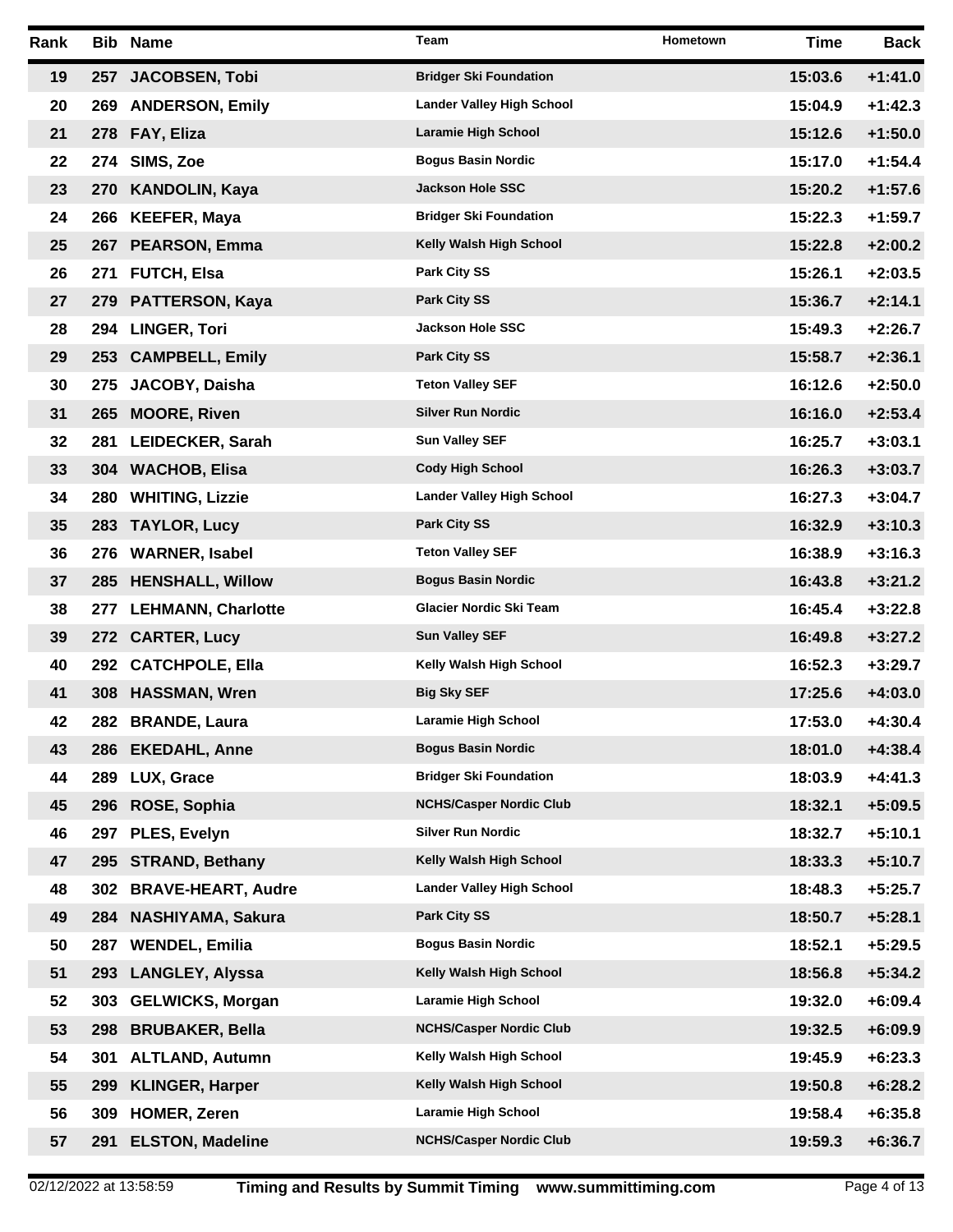| Rank | Bib | Name | Team | Hometown | Time | Back |
|---|---|---|---|---|---|---|
| 19 | 257 | JACOBSEN, Tobi | Bridger Ski Foundation | | 15:03.6 | +1:41.0 |
| 20 | 269 | ANDERSON, Emily | Lander Valley High School | | 15:04.9 | +1:42.3 |
| 21 | 278 | FAY, Eliza | Laramie High School | | 15:12.6 | +1:50.0 |
| 22 | 274 | SIMS, Zoe | Bogus Basin Nordic | | 15:17.0 | +1:54.4 |
| 23 | 270 | KANDOLIN, Kaya | Jackson Hole SSC | | 15:20.2 | +1:57.6 |
| 24 | 266 | KEEFER, Maya | Bridger Ski Foundation | | 15:22.3 | +1:59.7 |
| 25 | 267 | PEARSON, Emma | Kelly Walsh High School | | 15:22.8 | +2:00.2 |
| 26 | 271 | FUTCH, Elsa | Park City SS | | 15:26.1 | +2:03.5 |
| 27 | 279 | PATTERSON, Kaya | Park City SS | | 15:36.7 | +2:14.1 |
| 28 | 294 | LINGER, Tori | Jackson Hole SSC | | 15:49.3 | +2:26.7 |
| 29 | 253 | CAMPBELL, Emily | Park City SS | | 15:58.7 | +2:36.1 |
| 30 | 275 | JACOBY, Daisha | Teton Valley SEF | | 16:12.6 | +2:50.0 |
| 31 | 265 | MOORE, Riven | Silver Run Nordic | | 16:16.0 | +2:53.4 |
| 32 | 281 | LEIDECKER, Sarah | Sun Valley SEF | | 16:25.7 | +3:03.1 |
| 33 | 304 | WACHOB, Elisa | Cody High School | | 16:26.3 | +3:03.7 |
| 34 | 280 | WHITING, Lizzie | Lander Valley High School | | 16:27.3 | +3:04.7 |
| 35 | 283 | TAYLOR, Lucy | Park City SS | | 16:32.9 | +3:10.3 |
| 36 | 276 | WARNER, Isabel | Teton Valley SEF | | 16:38.9 | +3:16.3 |
| 37 | 285 | HENSHALL, Willow | Bogus Basin Nordic | | 16:43.8 | +3:21.2 |
| 38 | 277 | LEHMANN, Charlotte | Glacier Nordic Ski Team | | 16:45.4 | +3:22.8 |
| 39 | 272 | CARTER, Lucy | Sun Valley SEF | | 16:49.8 | +3:27.2 |
| 40 | 292 | CATCHPOLE, Ella | Kelly Walsh High School | | 16:52.3 | +3:29.7 |
| 41 | 308 | HASSMAN, Wren | Big Sky SEF | | 17:25.6 | +4:03.0 |
| 42 | 282 | BRANDE, Laura | Laramie High School | | 17:53.0 | +4:30.4 |
| 43 | 286 | EKEDAHL, Anne | Bogus Basin Nordic | | 18:01.0 | +4:38.4 |
| 44 | 289 | LUX, Grace | Bridger Ski Foundation | | 18:03.9 | +4:41.3 |
| 45 | 296 | ROSE, Sophia | NCHS/Casper Nordic Club | | 18:32.1 | +5:09.5 |
| 46 | 297 | PLES, Evelyn | Silver Run Nordic | | 18:32.7 | +5:10.1 |
| 47 | 295 | STRAND, Bethany | Kelly Walsh High School | | 18:33.3 | +5:10.7 |
| 48 | 302 | BRAVE-HEART, Audre | Lander Valley High School | | 18:48.3 | +5:25.7 |
| 49 | 284 | NASHIYAMA, Sakura | Park City SS | | 18:50.7 | +5:28.1 |
| 50 | 287 | WENDEL, Emilia | Bogus Basin Nordic | | 18:52.1 | +5:29.5 |
| 51 | 293 | LANGLEY, Alyssa | Kelly Walsh High School | | 18:56.8 | +5:34.2 |
| 52 | 303 | GELWICKS, Morgan | Laramie High School | | 19:32.0 | +6:09.4 |
| 53 | 298 | BRUBAKER, Bella | NCHS/Casper Nordic Club | | 19:32.5 | +6:09.9 |
| 54 | 301 | ALTLAND, Autumn | Kelly Walsh High School | | 19:45.9 | +6:23.3 |
| 55 | 299 | KLINGER, Harper | Kelly Walsh High School | | 19:50.8 | +6:28.2 |
| 56 | 309 | HOMER, Zeren | Laramie High School | | 19:58.4 | +6:35.8 |
| 57 | 291 | ELSTON, Madeline | NCHS/Casper Nordic Club | | 19:59.3 | +6:36.7 |

02/12/2022 at 13:58:59 — Timing and Results by Summit Timing www.summittiming.com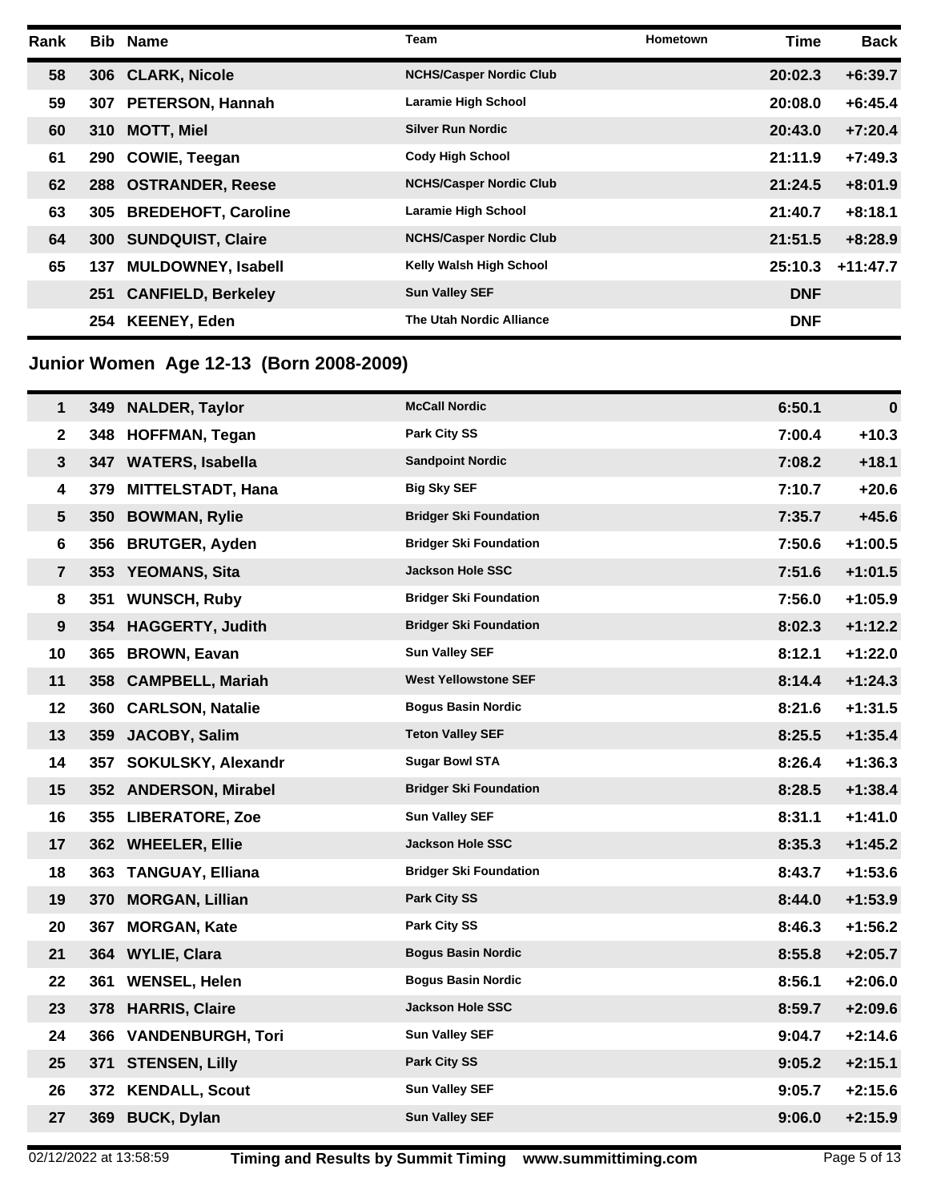| Rank | Bib | Name | Team | Hometown | Time | Back |
|---|---|---|---|---|---|---|
| 58 | 306 | CLARK, Nicole | NCHS/Casper Nordic Club | | 20:02.3 | +6:39.7 |
| 59 | 307 | PETERSON, Hannah | Laramie High School | | 20:08.0 | +6:45.4 |
| 60 | 310 | MOTT, Miel | Silver Run Nordic | | 20:43.0 | +7:20.4 |
| 61 | 290 | COWIE, Teegan | Cody High School | | 21:11.9 | +7:49.3 |
| 62 | 288 | OSTRANDER, Reese | NCHS/Casper Nordic Club | | 21:24.5 | +8:01.9 |
| 63 | 305 | BREDEHOFT, Caroline | Laramie High School | | 21:40.7 | +8:18.1 |
| 64 | 300 | SUNDQUIST, Claire | NCHS/Casper Nordic Club | | 21:51.5 | +8:28.9 |
| 65 | 137 | MULDOWNEY, Isabell | Kelly Walsh High School | | 25:10.3 | +11:47.7 |
| | 251 | CANFIELD, Berkeley | Sun Valley SEF | | DNF | |
| | 254 | KEENEY, Eden | The Utah Nordic Alliance | | DNF | |

## Junior Women Age 12-13 (Born 2008-2009)

| Rank | Bib | Name | Team | Hometown | Time | Back |
|---|---|---|---|---|---|---|
| 1 | 349 | NALDER, Taylor | McCall Nordic | | 6:50.1 | 0 |
| 2 | 348 | HOFFMAN, Tegan | Park City SS | | 7:00.4 | +10.3 |
| 3 | 347 | WATERS, Isabella | Sandpoint Nordic | | 7:08.2 | +18.1 |
| 4 | 379 | MITTELSTADT, Hana | Big Sky SEF | | 7:10.7 | +20.6 |
| 5 | 350 | BOWMAN, Rylie | Bridger Ski Foundation | | 7:35.7 | +45.6 |
| 6 | 356 | BRUTGER, Ayden | Bridger Ski Foundation | | 7:50.6 | +1:00.5 |
| 7 | 353 | YEOMANS, Sita | Jackson Hole SSC | | 7:51.6 | +1:01.5 |
| 8 | 351 | WUNSCH, Ruby | Bridger Ski Foundation | | 7:56.0 | +1:05.9 |
| 9 | 354 | HAGGERTY, Judith | Bridger Ski Foundation | | 8:02.3 | +1:12.2 |
| 10 | 365 | BROWN, Eavan | Sun Valley SEF | | 8:12.1 | +1:22.0 |
| 11 | 358 | CAMPBELL, Mariah | West Yellowstone SEF | | 8:14.4 | +1:24.3 |
| 12 | 360 | CARLSON, Natalie | Bogus Basin Nordic | | 8:21.6 | +1:31.5 |
| 13 | 359 | JACOBY, Salim | Teton Valley SEF | | 8:25.5 | +1:35.4 |
| 14 | 357 | SOKULSKY, Alexandr | Sugar Bowl STA | | 8:26.4 | +1:36.3 |
| 15 | 352 | ANDERSON, Mirabel | Bridger Ski Foundation | | 8:28.5 | +1:38.4 |
| 16 | 355 | LIBERATORE, Zoe | Sun Valley SEF | | 8:31.1 | +1:41.0 |
| 17 | 362 | WHEELER, Ellie | Jackson Hole SSC | | 8:35.3 | +1:45.2 |
| 18 | 363 | TANGUAY, Elliana | Bridger Ski Foundation | | 8:43.7 | +1:53.6 |
| 19 | 370 | MORGAN, Lillian | Park City SS | | 8:44.0 | +1:53.9 |
| 20 | 367 | MORGAN, Kate | Park City SS | | 8:46.3 | +1:56.2 |
| 21 | 364 | WYLIE, Clara | Bogus Basin Nordic | | 8:55.8 | +2:05.7 |
| 22 | 361 | WENSEL, Helen | Bogus Basin Nordic | | 8:56.1 | +2:06.0 |
| 23 | 378 | HARRIS, Claire | Jackson Hole SSC | | 8:59.7 | +2:09.6 |
| 24 | 366 | VANDENBURGH, Tori | Sun Valley SEF | | 9:04.7 | +2:14.6 |
| 25 | 371 | STENSEN, Lilly | Park City SS | | 9:05.2 | +2:15.1 |
| 26 | 372 | KENDALL, Scout | Sun Valley SEF | | 9:05.7 | +2:15.6 |
| 27 | 369 | BUCK, Dylan | Sun Valley SEF | | 9:06.0 | +2:15.9 |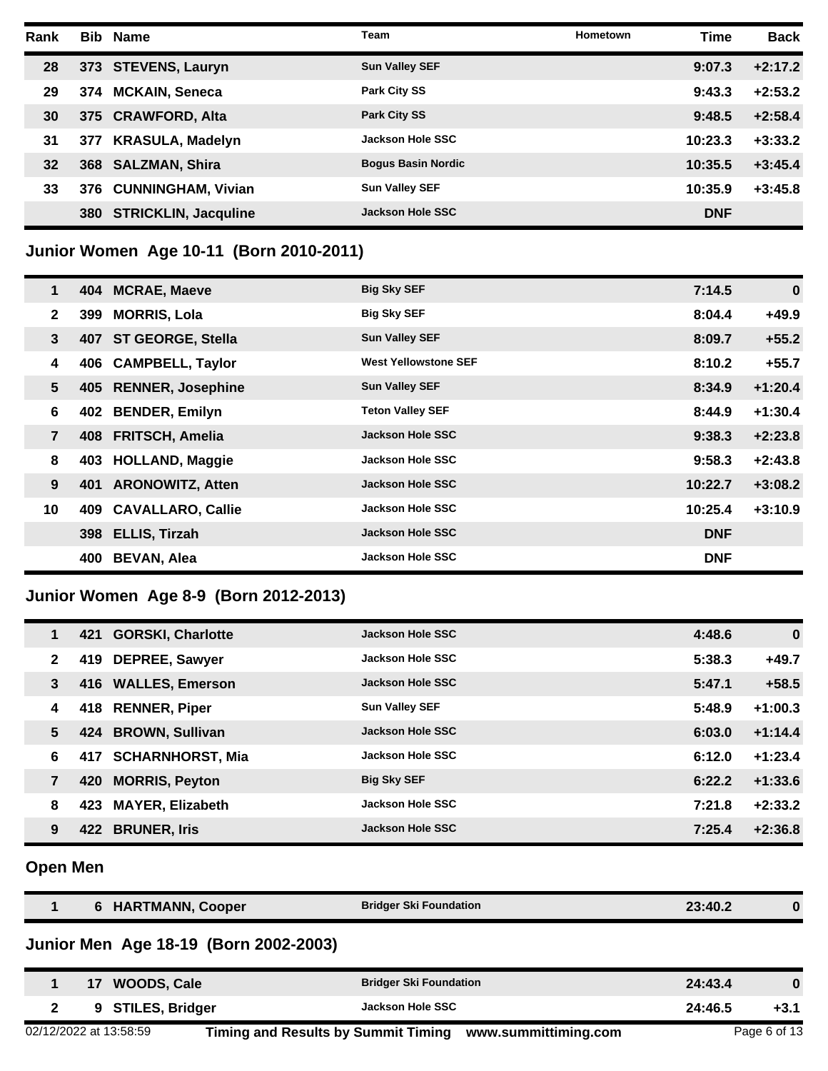| Rank | Bib | Name | Team | Hometown | Time | Back |
|---|---|---|---|---|---|---|
| 28 | 373 | STEVENS, Lauryn | Sun Valley SEF | | 9:07.3 | +2:17.2 |
| 29 | 374 | MCKAIN, Seneca | Park City SS | | 9:43.3 | +2:53.2 |
| 30 | 375 | CRAWFORD, Alta | Park City SS | | 9:48.5 | +2:58.4 |
| 31 | 377 | KRASULA, Madelyn | Jackson Hole SSC | | 10:23.3 | +3:33.2 |
| 32 | 368 | SALZMAN, Shira | Bogus Basin Nordic | | 10:35.5 | +3:45.4 |
| 33 | 376 | CUNNINGHAM, Vivian | Sun Valley SEF | | 10:35.9 | +3:45.8 |
| | 380 | STRICKLIN, Jacquline | Jackson Hole SSC | | DNF | |

## Junior Women Age 10-11 (Born 2010-2011)

| Rank | Bib | Name | Team | Hometown | Time | Back |
|---|---|---|---|---|---|---|
| 1 | 404 | MCRAE, Maeve | Big Sky SEF | | 7:14.5 | 0 |
| 2 | 399 | MORRIS, Lola | Big Sky SEF | | 8:04.4 | +49.9 |
| 3 | 407 | ST GEORGE, Stella | Sun Valley SEF | | 8:09.7 | +55.2 |
| 4 | 406 | CAMPBELL, Taylor | West Yellowstone SEF | | 8:10.2 | +55.7 |
| 5 | 405 | RENNER, Josephine | Sun Valley SEF | | 8:34.9 | +1:20.4 |
| 6 | 402 | BENDER, Emilyn | Teton Valley SEF | | 8:44.9 | +1:30.4 |
| 7 | 408 | FRITSCH, Amelia | Jackson Hole SSC | | 9:38.3 | +2:23.8 |
| 8 | 403 | HOLLAND, Maggie | Jackson Hole SSC | | 9:58.3 | +2:43.8 |
| 9 | 401 | ARONOWITZ, Atten | Jackson Hole SSC | | 10:22.7 | +3:08.2 |
| 10 | 409 | CAVALLARO, Callie | Jackson Hole SSC | | 10:25.4 | +3:10.9 |
| | 398 | ELLIS, Tirzah | Jackson Hole SSC | | DNF | |
| | 400 | BEVAN, Alea | Jackson Hole SSC | | DNF | |

## Junior Women Age 8-9 (Born 2012-2013)

| Rank | Bib | Name | Team | Hometown | Time | Back |
|---|---|---|---|---|---|---|
| 1 | 421 | GORSKI, Charlotte | Jackson Hole SSC | | 4:48.6 | 0 |
| 2 | 419 | DEPREE, Sawyer | Jackson Hole SSC | | 5:38.3 | +49.7 |
| 3 | 416 | WALLES, Emerson | Jackson Hole SSC | | 5:47.1 | +58.5 |
| 4 | 418 | RENNER, Piper | Sun Valley SEF | | 5:48.9 | +1:00.3 |
| 5 | 424 | BROWN, Sullivan | Jackson Hole SSC | | 6:03.0 | +1:14.4 |
| 6 | 417 | SCHARNHORST, Mia | Jackson Hole SSC | | 6:12.0 | +1:23.4 |
| 7 | 420 | MORRIS, Peyton | Big Sky SEF | | 6:22.2 | +1:33.6 |
| 8 | 423 | MAYER, Elizabeth | Jackson Hole SSC | | 7:21.8 | +2:33.2 |
| 9 | 422 | BRUNER, Iris | Jackson Hole SSC | | 7:25.4 | +2:36.8 |

## Open Men

| Rank | Bib | Name | Team | Hometown | Time | Back |
|---|---|---|---|---|---|---|
| 1 | 6 | HARTMANN, Cooper | Bridger Ski Foundation | | 23:40.2 | 0 |

## Junior Men Age 18-19 (Born 2002-2003)

| Rank | Bib | Name | Team | Hometown | Time | Back |
|---|---|---|---|---|---|---|
| 1 | 17 | WOODS, Cale | Bridger Ski Foundation | | 24:43.4 | 0 |
| 2 | 9 | STILES, Bridger | Jackson Hole SSC | | 24:46.5 | +3.1 |

02/12/2022 at 13:58:59 Timing and Results by Summit Timing www.summittiming.com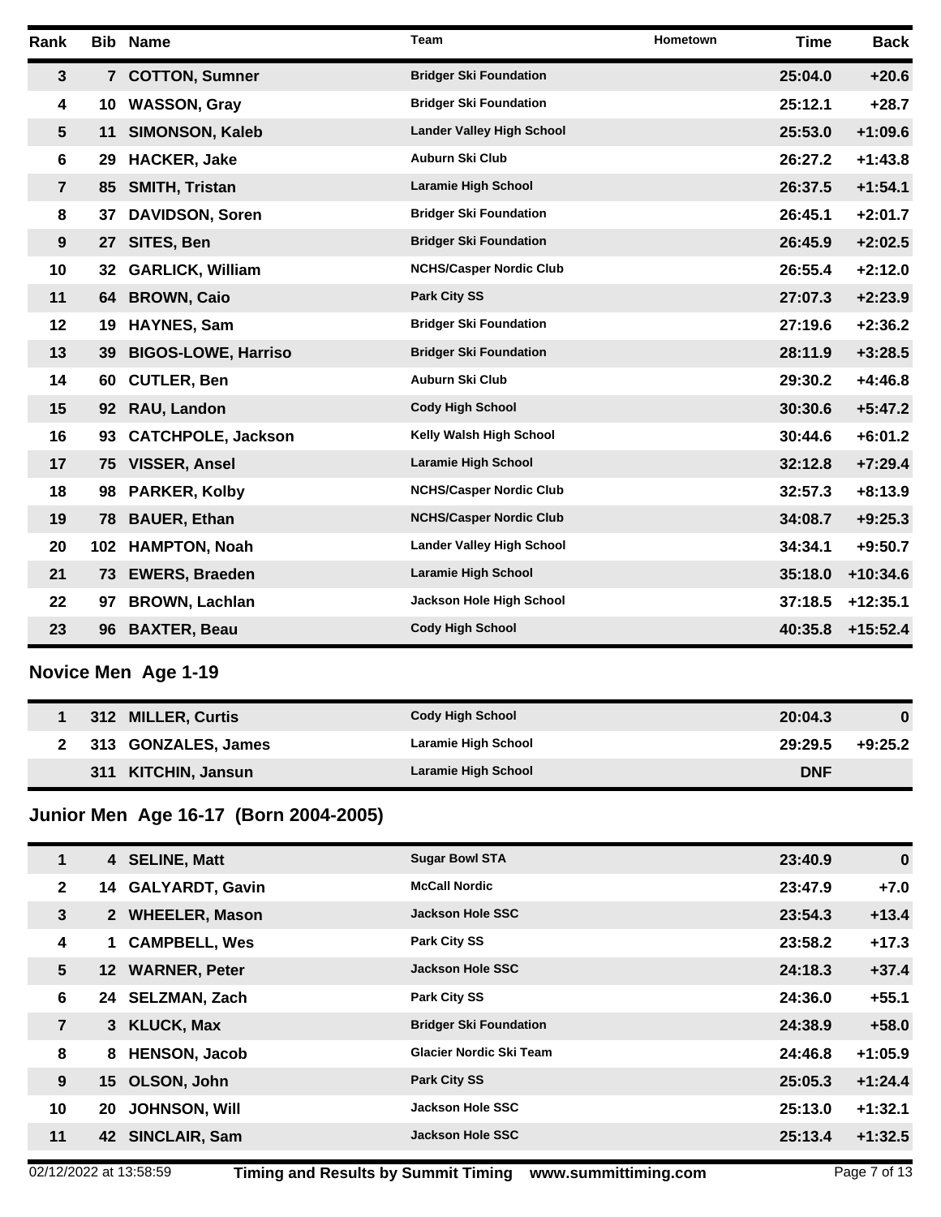| Rank | Bib | Name | Team | Hometown | Time | Back |
|---|---|---|---|---|---|---|
| 3 | 7 | COTTON, Sumner | Bridger Ski Foundation | | 25:04.0 | +20.6 |
| 4 | 10 | WASSON, Gray | Bridger Ski Foundation | | 25:12.1 | +28.7 |
| 5 | 11 | SIMONSON, Kaleb | Lander Valley High School | | 25:53.0 | +1:09.6 |
| 6 | 29 | HACKER, Jake | Auburn Ski Club | | 26:27.2 | +1:43.8 |
| 7 | 85 | SMITH, Tristan | Laramie High School | | 26:37.5 | +1:54.1 |
| 8 | 37 | DAVIDSON, Soren | Bridger Ski Foundation | | 26:45.1 | +2:01.7 |
| 9 | 27 | SITES, Ben | Bridger Ski Foundation | | 26:45.9 | +2:02.5 |
| 10 | 32 | GARLICK, William | NCHS/Casper Nordic Club | | 26:55.4 | +2:12.0 |
| 11 | 64 | BROWN, Caio | Park City SS | | 27:07.3 | +2:23.9 |
| 12 | 19 | HAYNES, Sam | Bridger Ski Foundation | | 27:19.6 | +2:36.2 |
| 13 | 39 | BIGOS-LOWE, Harriso | Bridger Ski Foundation | | 28:11.9 | +3:28.5 |
| 14 | 60 | CUTLER, Ben | Auburn Ski Club | | 29:30.2 | +4:46.8 |
| 15 | 92 | RAU, Landon | Cody High School | | 30:30.6 | +5:47.2 |
| 16 | 93 | CATCHPOLE, Jackson | Kelly Walsh High School | | 30:44.6 | +6:01.2 |
| 17 | 75 | VISSER, Ansel | Laramie High School | | 32:12.8 | +7:29.4 |
| 18 | 98 | PARKER, Kolby | NCHS/Casper Nordic Club | | 32:57.3 | +8:13.9 |
| 19 | 78 | BAUER, Ethan | NCHS/Casper Nordic Club | | 34:08.7 | +9:25.3 |
| 20 | 102 | HAMPTON, Noah | Lander Valley High School | | 34:34.1 | +9:50.7 |
| 21 | 73 | EWERS, Braeden | Laramie High School | | 35:18.0 | +10:34.6 |
| 22 | 97 | BROWN, Lachlan | Jackson Hole High School | | 37:18.5 | +12:35.1 |
| 23 | 96 | BAXTER, Beau | Cody High School | | 40:35.8 | +15:52.4 |

## Novice Men Age 1-19

| Rank | Bib | Name | Team | Hometown | Time | Back |
|---|---|---|---|---|---|---|
| 1 | 312 | MILLER, Curtis | Cody High School | | 20:04.3 | 0 |
| 2 | 313 | GONZALES, James | Laramie High School | | 29:29.5 | +9:25.2 |
| | 311 | KITCHIN, Jansun | Laramie High School | | DNF | |

## Junior Men Age 16-17 (Born 2004-2005)

| Rank | Bib | Name | Team | Hometown | Time | Back |
|---|---|---|---|---|---|---|
| 1 | 4 | SELINE, Matt | Sugar Bowl STA | | 23:40.9 | 0 |
| 2 | 14 | GALYARDT, Gavin | McCall Nordic | | 23:47.9 | +7.0 |
| 3 | 2 | WHEELER, Mason | Jackson Hole SSC | | 23:54.3 | +13.4 |
| 4 | 1 | CAMPBELL, Wes | Park City SS | | 23:58.2 | +17.3 |
| 5 | 12 | WARNER, Peter | Jackson Hole SSC | | 24:18.3 | +37.4 |
| 6 | 24 | SELZMAN, Zach | Park City SS | | 24:36.0 | +55.1 |
| 7 | 3 | KLUCK, Max | Bridger Ski Foundation | | 24:38.9 | +58.0 |
| 8 | 8 | HENSON, Jacob | Glacier Nordic Ski Team | | 24:46.8 | +1:05.9 |
| 9 | 15 | OLSON, John | Park City SS | | 25:05.3 | +1:24.4 |
| 10 | 20 | JOHNSON, Will | Jackson Hole SSC | | 25:13.0 | +1:32.1 |
| 11 | 42 | SINCLAIR, Sam | Jackson Hole SSC | | 25:13.4 | +1:32.5 |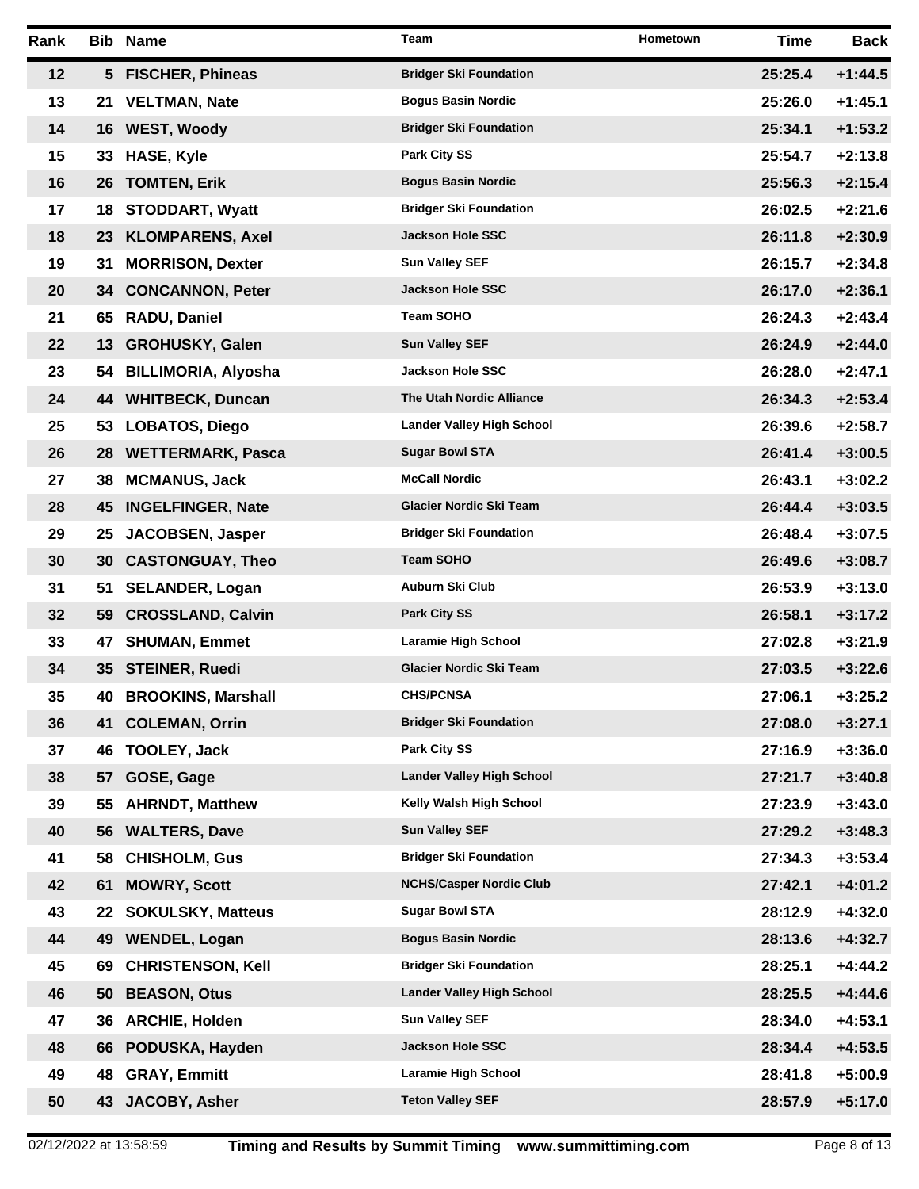| Rank | Bib | Name | Team | Hometown | Time | Back |
|---|---|---|---|---|---|---|
| 12 | 5 | FISCHER, Phineas | Bridger Ski Foundation | | 25:25.4 | +1:44.5 |
| 13 | 21 | VELTMAN, Nate | Bogus Basin Nordic | | 25:26.0 | +1:45.1 |
| 14 | 16 | WEST, Woody | Bridger Ski Foundation | | 25:34.1 | +1:53.2 |
| 15 | 33 | HASE, Kyle | Park City SS | | 25:54.7 | +2:13.8 |
| 16 | 26 | TOMTEN, Erik | Bogus Basin Nordic | | 25:56.3 | +2:15.4 |
| 17 | 18 | STODDART, Wyatt | Bridger Ski Foundation | | 26:02.5 | +2:21.6 |
| 18 | 23 | KLOMPARENS, Axel | Jackson Hole SSC | | 26:11.8 | +2:30.9 |
| 19 | 31 | MORRISON, Dexter | Sun Valley SEF | | 26:15.7 | +2:34.8 |
| 20 | 34 | CONCANNON, Peter | Jackson Hole SSC | | 26:17.0 | +2:36.1 |
| 21 | 65 | RADU, Daniel | Team SOHO | | 26:24.3 | +2:43.4 |
| 22 | 13 | GROHUSKY, Galen | Sun Valley SEF | | 26:24.9 | +2:44.0 |
| 23 | 54 | BILLIMORIA, Alyosha | Jackson Hole SSC | | 26:28.0 | +2:47.1 |
| 24 | 44 | WHITBECK, Duncan | The Utah Nordic Alliance | | 26:34.3 | +2:53.4 |
| 25 | 53 | LOBATOS, Diego | Lander Valley High School | | 26:39.6 | +2:58.7 |
| 26 | 28 | WETTERMARK, Pasca | Sugar Bowl STA | | 26:41.4 | +3:00.5 |
| 27 | 38 | MCMANUS, Jack | McCall Nordic | | 26:43.1 | +3:02.2 |
| 28 | 45 | INGELFINGER, Nate | Glacier Nordic Ski Team | | 26:44.4 | +3:03.5 |
| 29 | 25 | JACOBSEN, Jasper | Bridger Ski Foundation | | 26:48.4 | +3:07.5 |
| 30 | 30 | CASTONGUAY, Theo | Team SOHO | | 26:49.6 | +3:08.7 |
| 31 | 51 | SELANDER, Logan | Auburn Ski Club | | 26:53.9 | +3:13.0 |
| 32 | 59 | CROSSLAND, Calvin | Park City SS | | 26:58.1 | +3:17.2 |
| 33 | 47 | SHUMAN, Emmet | Laramie High School | | 27:02.8 | +3:21.9 |
| 34 | 35 | STEINER, Ruedi | Glacier Nordic Ski Team | | 27:03.5 | +3:22.6 |
| 35 | 40 | BROOKINS, Marshall | CHS/PCNSA | | 27:06.1 | +3:25.2 |
| 36 | 41 | COLEMAN, Orrin | Bridger Ski Foundation | | 27:08.0 | +3:27.1 |
| 37 | 46 | TOOLEY, Jack | Park City SS | | 27:16.9 | +3:36.0 |
| 38 | 57 | GOSE, Gage | Lander Valley High School | | 27:21.7 | +3:40.8 |
| 39 | 55 | AHRNDT, Matthew | Kelly Walsh High School | | 27:23.9 | +3:43.0 |
| 40 | 56 | WALTERS, Dave | Sun Valley SEF | | 27:29.2 | +3:48.3 |
| 41 | 58 | CHISHOLM, Gus | Bridger Ski Foundation | | 27:34.3 | +3:53.4 |
| 42 | 61 | MOWRY, Scott | NCHS/Casper Nordic Club | | 27:42.1 | +4:01.2 |
| 43 | 22 | SOKULSKY, Matteus | Sugar Bowl STA | | 28:12.9 | +4:32.0 |
| 44 | 49 | WENDEL, Logan | Bogus Basin Nordic | | 28:13.6 | +4:32.7 |
| 45 | 69 | CHRISTENSON, Kell | Bridger Ski Foundation | | 28:25.1 | +4:44.2 |
| 46 | 50 | BEASON, Otus | Lander Valley High School | | 28:25.5 | +4:44.6 |
| 47 | 36 | ARCHIE, Holden | Sun Valley SEF | | 28:34.0 | +4:53.1 |
| 48 | 66 | PODUSKA, Hayden | Jackson Hole SSC | | 28:34.4 | +4:53.5 |
| 49 | 48 | GRAY, Emmitt | Laramie High School | | 28:41.8 | +5:00.9 |
| 50 | 43 | JACOBY, Asher | Teton Valley SEF | | 28:57.9 | +5:17.0 |

02/12/2022 at 13:58:59 **Timing and Results by Summit Timing www.summittiming.com**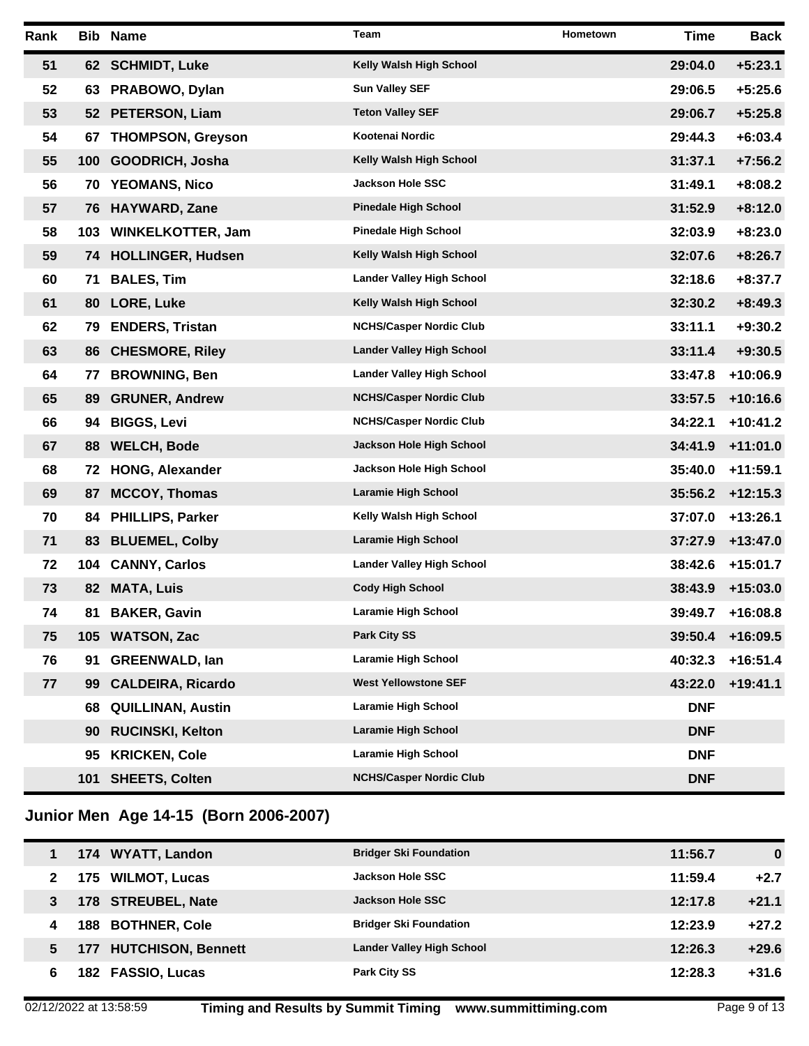| Rank | Bib | Name | Team | Hometown | Time | Back |
|---|---|---|---|---|---|---|
| 51 | 62 | SCHMIDT, Luke | Kelly Walsh High School | | 29:04.0 | +5:23.1 |
| 52 | 63 | PRABOWO, Dylan | Sun Valley SEF | | 29:06.5 | +5:25.6 |
| 53 | 52 | PETERSON, Liam | Teton Valley SEF | | 29:06.7 | +5:25.8 |
| 54 | 67 | THOMPSON, Greyson | Kootenai Nordic | | 29:44.3 | +6:03.4 |
| 55 | 100 | GOODRICH, Josha | Kelly Walsh High School | | 31:37.1 | +7:56.2 |
| 56 | 70 | YEOMANS, Nico | Jackson Hole SSC | | 31:49.1 | +8:08.2 |
| 57 | 76 | HAYWARD, Zane | Pinedale High School | | 31:52.9 | +8:12.0 |
| 58 | 103 | WINKELKOTTER, Jam | Pinedale High School | | 32:03.9 | +8:23.0 |
| 59 | 74 | HOLLINGER, Hudsen | Kelly Walsh High School | | 32:07.6 | +8:26.7 |
| 60 | 71 | BALES, Tim | Lander Valley High School | | 32:18.6 | +8:37.7 |
| 61 | 80 | LORE, Luke | Kelly Walsh High School | | 32:30.2 | +8:49.3 |
| 62 | 79 | ENDERS, Tristan | NCHS/Casper Nordic Club | | 33:11.1 | +9:30.2 |
| 63 | 86 | CHESMORE, Riley | Lander Valley High School | | 33:11.4 | +9:30.5 |
| 64 | 77 | BROWNING, Ben | Lander Valley High School | | 33:47.8 | +10:06.9 |
| 65 | 89 | GRUNER, Andrew | NCHS/Casper Nordic Club | | 33:57.5 | +10:16.6 |
| 66 | 94 | BIGGS, Levi | NCHS/Casper Nordic Club | | 34:22.1 | +10:41.2 |
| 67 | 88 | WELCH, Bode | Jackson Hole High School | | 34:41.9 | +11:01.0 |
| 68 | 72 | HONG, Alexander | Jackson Hole High School | | 35:40.0 | +11:59.1 |
| 69 | 87 | MCCOY, Thomas | Laramie High School | | 35:56.2 | +12:15.3 |
| 70 | 84 | PHILLIPS, Parker | Kelly Walsh High School | | 37:07.0 | +13:26.1 |
| 71 | 83 | BLUEMEL, Colby | Laramie High School | | 37:27.9 | +13:47.0 |
| 72 | 104 | CANNY, Carlos | Lander Valley High School | | 38:42.6 | +15:01.7 |
| 73 | 82 | MATA, Luis | Cody High School | | 38:43.9 | +15:03.0 |
| 74 | 81 | BAKER, Gavin | Laramie High School | | 39:49.7 | +16:08.8 |
| 75 | 105 | WATSON, Zac | Park City SS | | 39:50.4 | +16:09.5 |
| 76 | 91 | GREENWALD, Ian | Laramie High School | | 40:32.3 | +16:51.4 |
| 77 | 99 | CALDEIRA, Ricardo | West Yellowstone SEF | | 43:22.0 | +19:41.1 |
| | 68 | QUILLINAN, Austin | Laramie High School | | DNF | |
| | 90 | RUCINSKI, Kelton | Laramie High School | | DNF | |
| | 95 | KRICKEN, Cole | Laramie High School | | DNF | |
| | 101 | SHEETS, Colten | NCHS/Casper Nordic Club | | DNF | |

## Junior Men Age 14-15 (Born 2006-2007)

| Rank | Bib | Name | Team | Hometown | Time | Back |
|---|---|---|---|---|---|---|
| 1 | 174 | WYATT, Landon | Bridger Ski Foundation | | 11:56.7 | 0 |
| 2 | 175 | WILMOT, Lucas | Jackson Hole SSC | | 11:59.4 | +2.7 |
| 3 | 178 | STREUBEL, Nate | Jackson Hole SSC | | 12:17.8 | +21.1 |
| 4 | 188 | BOTHNER, Cole | Bridger Ski Foundation | | 12:23.9 | +27.2 |
| 5 | 177 | HUTCHISON, Bennett | Lander Valley High School | | 12:26.3 | +29.6 |
| 6 | 182 | FASSIO, Lucas | Park City SS | | 12:28.3 | +31.6 |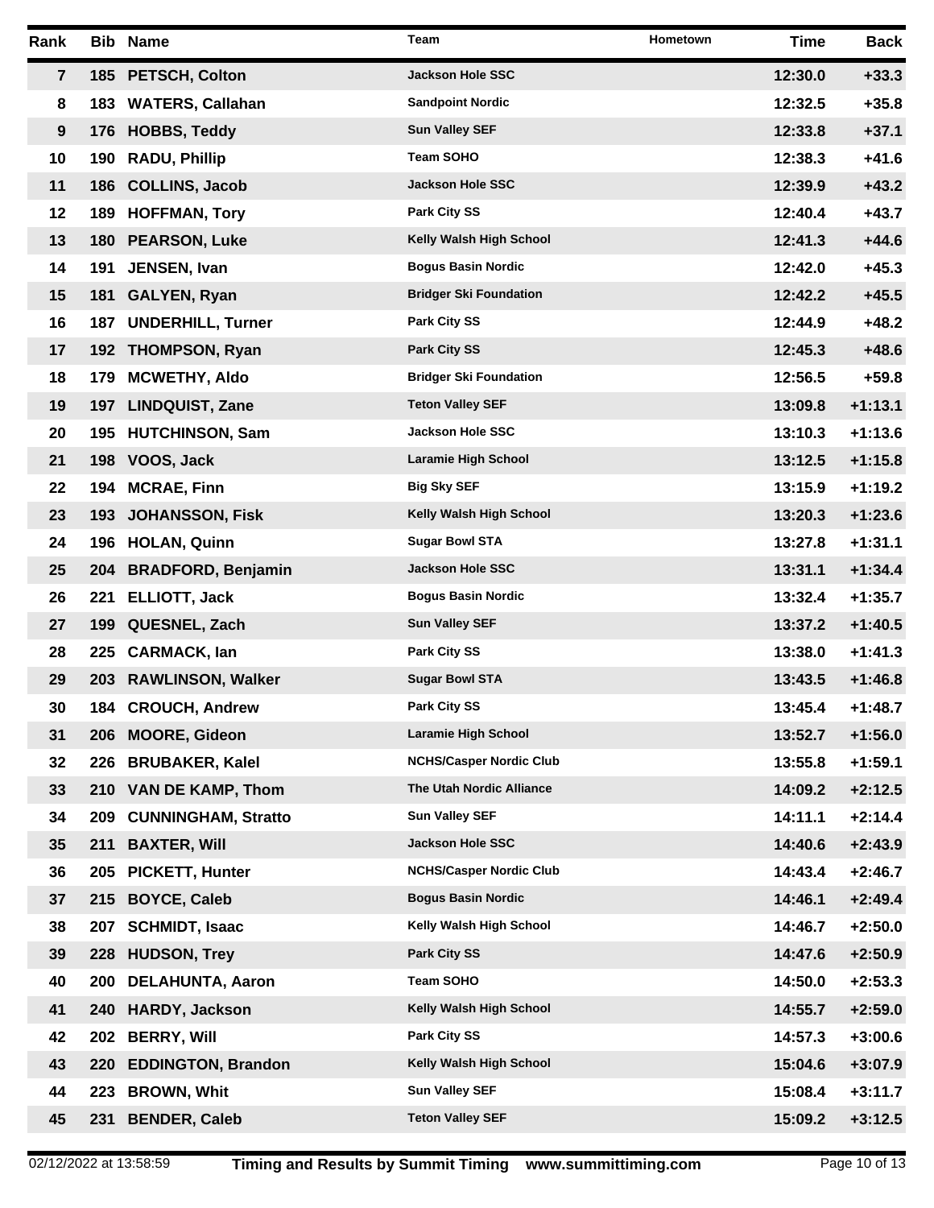| Rank | Bib | Name | Team | Hometown | Time | Back |
|---|---|---|---|---|---|---|
| 7 | 185 | PETSCH, Colton | Jackson Hole SSC | | 12:30.0 | +33.3 |
| 8 | 183 | WATERS, Callahan | Sandpoint Nordic | | 12:32.5 | +35.8 |
| 9 | 176 | HOBBS, Teddy | Sun Valley SEF | | 12:33.8 | +37.1 |
| 10 | 190 | RADU, Phillip | Team SOHO | | 12:38.3 | +41.6 |
| 11 | 186 | COLLINS, Jacob | Jackson Hole SSC | | 12:39.9 | +43.2 |
| 12 | 189 | HOFFMAN, Tory | Park City SS | | 12:40.4 | +43.7 |
| 13 | 180 | PEARSON, Luke | Kelly Walsh High School | | 12:41.3 | +44.6 |
| 14 | 191 | JENSEN, Ivan | Bogus Basin Nordic | | 12:42.0 | +45.3 |
| 15 | 181 | GALYEN, Ryan | Bridger Ski Foundation | | 12:42.2 | +45.5 |
| 16 | 187 | UNDERHILL, Turner | Park City SS | | 12:44.9 | +48.2 |
| 17 | 192 | THOMPSON, Ryan | Park City SS | | 12:45.3 | +48.6 |
| 18 | 179 | MCWETHY, Aldo | Bridger Ski Foundation | | 12:56.5 | +59.8 |
| 19 | 197 | LINDQUIST, Zane | Teton Valley SEF | | 13:09.8 | +1:13.1 |
| 20 | 195 | HUTCHINSON, Sam | Jackson Hole SSC | | 13:10.3 | +1:13.6 |
| 21 | 198 | VOOS, Jack | Laramie High School | | 13:12.5 | +1:15.8 |
| 22 | 194 | MCRAE, Finn | Big Sky SEF | | 13:15.9 | +1:19.2 |
| 23 | 193 | JOHANSSON, Fisk | Kelly Walsh High School | | 13:20.3 | +1:23.6 |
| 24 | 196 | HOLAN, Quinn | Sugar Bowl STA | | 13:27.8 | +1:31.1 |
| 25 | 204 | BRADFORD, Benjamin | Jackson Hole SSC | | 13:31.1 | +1:34.4 |
| 26 | 221 | ELLIOTT, Jack | Bogus Basin Nordic | | 13:32.4 | +1:35.7 |
| 27 | 199 | QUESNEL, Zach | Sun Valley SEF | | 13:37.2 | +1:40.5 |
| 28 | 225 | CARMACK, Ian | Park City SS | | 13:38.0 | +1:41.3 |
| 29 | 203 | RAWLINSON, Walker | Sugar Bowl STA | | 13:43.5 | +1:46.8 |
| 30 | 184 | CROUCH, Andrew | Park City SS | | 13:45.4 | +1:48.7 |
| 31 | 206 | MOORE, Gideon | Laramie High School | | 13:52.7 | +1:56.0 |
| 32 | 226 | BRUBAKER, Kalel | NCHS/Casper Nordic Club | | 13:55.8 | +1:59.1 |
| 33 | 210 | VAN DE KAMP, Thom | The Utah Nordic Alliance | | 14:09.2 | +2:12.5 |
| 34 | 209 | CUNNINGHAM, Stratto | Sun Valley SEF | | 14:11.1 | +2:14.4 |
| 35 | 211 | BAXTER, Will | Jackson Hole SSC | | 14:40.6 | +2:43.9 |
| 36 | 205 | PICKETT, Hunter | NCHS/Casper Nordic Club | | 14:43.4 | +2:46.7 |
| 37 | 215 | BOYCE, Caleb | Bogus Basin Nordic | | 14:46.1 | +2:49.4 |
| 38 | 207 | SCHMIDT, Isaac | Kelly Walsh High School | | 14:46.7 | +2:50.0 |
| 39 | 228 | HUDSON, Trey | Park City SS | | 14:47.6 | +2:50.9 |
| 40 | 200 | DELAHUNTA, Aaron | Team SOHO | | 14:50.0 | +2:53.3 |
| 41 | 240 | HARDY, Jackson | Kelly Walsh High School | | 14:55.7 | +2:59.0 |
| 42 | 202 | BERRY, Will | Park City SS | | 14:57.3 | +3:00.6 |
| 43 | 220 | EDDINGTON, Brandon | Kelly Walsh High School | | 15:04.6 | +3:07.9 |
| 44 | 223 | BROWN, Whit | Sun Valley SEF | | 15:08.4 | +3:11.7 |
| 45 | 231 | BENDER, Caleb | Teton Valley SEF | | 15:09.2 | +3:12.5 |

02/12/2022 at 13:58:59 — Timing and Results by Summit Timing www.summittiming.com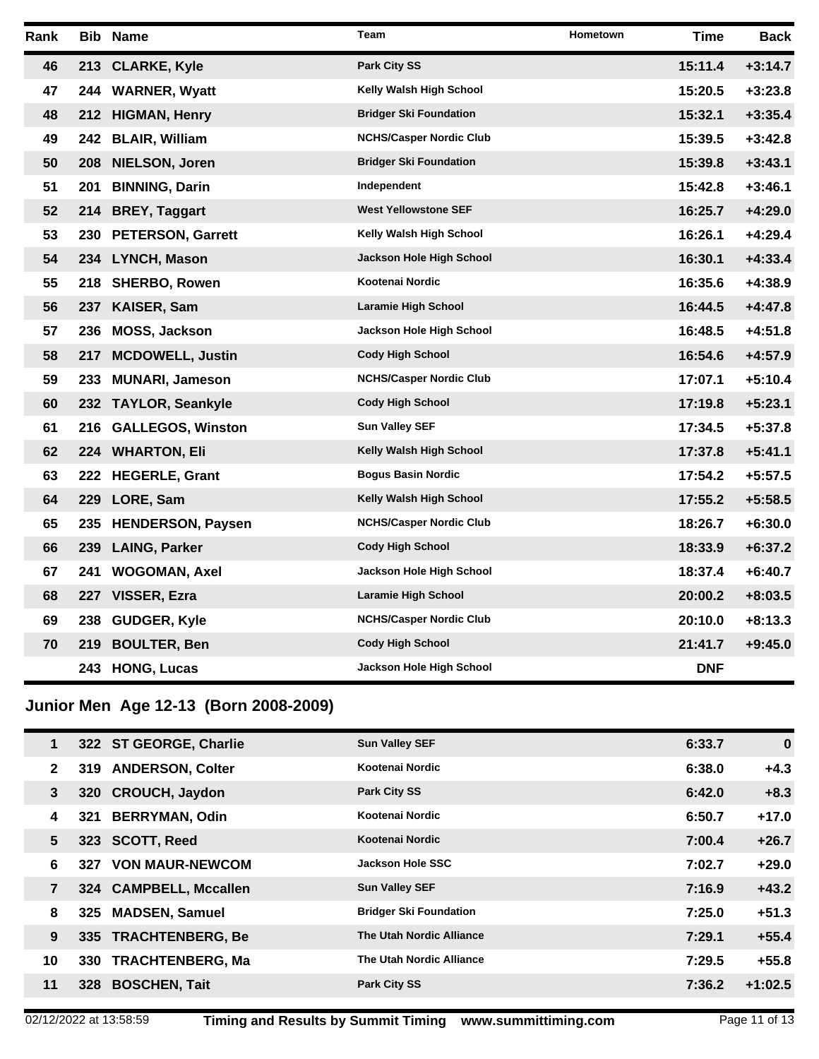| Rank | Bib | Name | Team | Hometown | Time | Back |
|---|---|---|---|---|---|---|
| 46 | 213 | CLARKE, Kyle | Park City SS | | 15:11.4 | +3:14.7 |
| 47 | 244 | WARNER, Wyatt | Kelly Walsh High School | | 15:20.5 | +3:23.8 |
| 48 | 212 | HIGMAN, Henry | Bridger Ski Foundation | | 15:32.1 | +3:35.4 |
| 49 | 242 | BLAIR, William | NCHS/Casper Nordic Club | | 15:39.5 | +3:42.8 |
| 50 | 208 | NIELSON, Joren | Bridger Ski Foundation | | 15:39.8 | +3:43.1 |
| 51 | 201 | BINNING, Darin | Independent | | 15:42.8 | +3:46.1 |
| 52 | 214 | BREY, Taggart | West Yellowstone SEF | | 16:25.7 | +4:29.0 |
| 53 | 230 | PETERSON, Garrett | Kelly Walsh High School | | 16:26.1 | +4:29.4 |
| 54 | 234 | LYNCH, Mason | Jackson Hole High School | | 16:30.1 | +4:33.4 |
| 55 | 218 | SHERBO, Rowen | Kootenai Nordic | | 16:35.6 | +4:38.9 |
| 56 | 237 | KAISER, Sam | Laramie High School | | 16:44.5 | +4:47.8 |
| 57 | 236 | MOSS, Jackson | Jackson Hole High School | | 16:48.5 | +4:51.8 |
| 58 | 217 | MCDOWELL, Justin | Cody High School | | 16:54.6 | +4:57.9 |
| 59 | 233 | MUNARI, Jameson | NCHS/Casper Nordic Club | | 17:07.1 | +5:10.4 |
| 60 | 232 | TAYLOR, Seankyle | Cody High School | | 17:19.8 | +5:23.1 |
| 61 | 216 | GALLEGOS, Winston | Sun Valley SEF | | 17:34.5 | +5:37.8 |
| 62 | 224 | WHARTON, Eli | Kelly Walsh High School | | 17:37.8 | +5:41.1 |
| 63 | 222 | HEGERLE, Grant | Bogus Basin Nordic | | 17:54.2 | +5:57.5 |
| 64 | 229 | LORE, Sam | Kelly Walsh High School | | 17:55.2 | +5:58.5 |
| 65 | 235 | HENDERSON, Paysen | NCHS/Casper Nordic Club | | 18:26.7 | +6:30.0 |
| 66 | 239 | LAING, Parker | Cody High School | | 18:33.9 | +6:37.2 |
| 67 | 241 | WOGOMAN, Axel | Jackson Hole High School | | 18:37.4 | +6:40.7 |
| 68 | 227 | VISSER, Ezra | Laramie High School | | 20:00.2 | +8:03.5 |
| 69 | 238 | GUDGER, Kyle | NCHS/Casper Nordic Club | | 20:10.0 | +8:13.3 |
| 70 | 219 | BOULTER, Ben | Cody High School | | 21:41.7 | +9:45.0 |
| | 243 | HONG, Lucas | Jackson Hole High School | | DNF | |

## Junior Men Age 12-13 (Born 2008-2009)

| Rank | Bib | Name | Team | Hometown | Time | Back |
|---|---|---|---|---|---|---|
| 1 | 322 | ST GEORGE, Charlie | Sun Valley SEF | | 6:33.7 | 0 |
| 2 | 319 | ANDERSON, Colter | Kootenai Nordic | | 6:38.0 | +4.3 |
| 3 | 320 | CROUCH, Jaydon | Park City SS | | 6:42.0 | +8.3 |
| 4 | 321 | BERRYMAN, Odin | Kootenai Nordic | | 6:50.7 | +17.0 |
| 5 | 323 | SCOTT, Reed | Kootenai Nordic | | 7:00.4 | +26.7 |
| 6 | 327 | VON MAUR-NEWCOM | Jackson Hole SSC | | 7:02.7 | +29.0 |
| 7 | 324 | CAMPBELL, Mccallen | Sun Valley SEF | | 7:16.9 | +43.2 |
| 8 | 325 | MADSEN, Samuel | Bridger Ski Foundation | | 7:25.0 | +51.3 |
| 9 | 335 | TRACHTENBERG, Be | The Utah Nordic Alliance | | 7:29.1 | +55.4 |
| 10 | 330 | TRACHTENBERG, Ma | The Utah Nordic Alliance | | 7:29.5 | +55.8 |
| 11 | 328 | BOSCHEN, Tait | Park City SS | | 7:36.2 | +1:02.5 |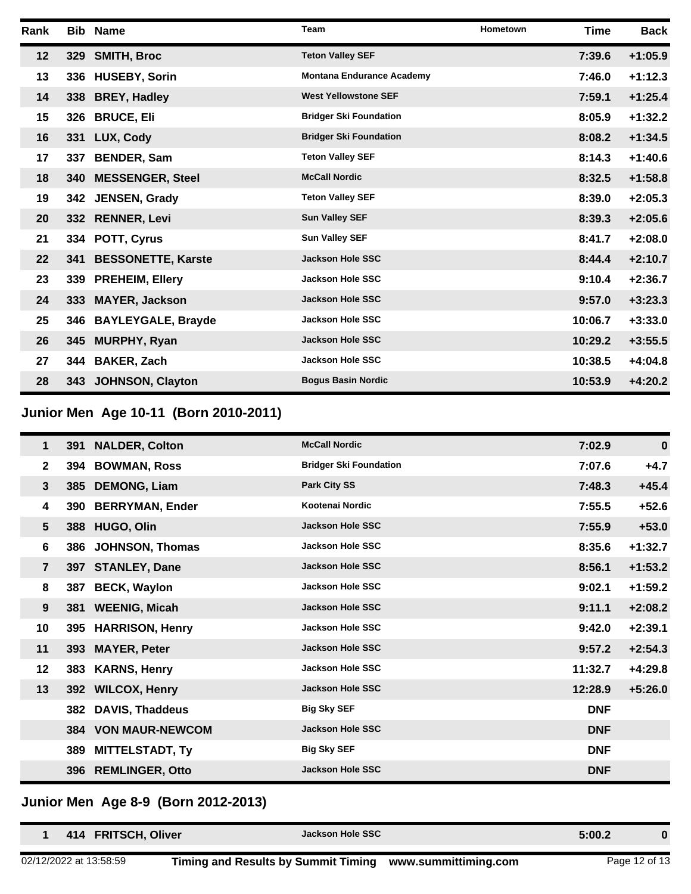| Rank | Bib | Name | Team | Hometown | Time | Back |
|---|---|---|---|---|---|---|
| 12 | 329 | **SMITH, Broc** | Teton Valley SEF | | 7:39.6 | +1:05.9 |
| 13 | 336 | **HUSEBY, Sorin** | Montana Endurance Academy | | 7:46.0 | +1:12.3 |
| 14 | 338 | **BREY, Hadley** | West Yellowstone SEF | | 7:59.1 | +1:25.4 |
| 15 | 326 | **BRUCE, Eli** | Bridger Ski Foundation | | 8:05.9 | +1:32.2 |
| 16 | 331 | **LUX, Cody** | Bridger Ski Foundation | | 8:08.2 | +1:34.5 |
| 17 | 337 | **BENDER, Sam** | Teton Valley SEF | | 8:14.3 | +1:40.6 |
| 18 | 340 | **MESSENGER, Steel** | McCall Nordic | | 8:32.5 | +1:58.8 |
| 19 | 342 | **JENSEN, Grady** | Teton Valley SEF | | 8:39.0 | +2:05.3 |
| 20 | 332 | **RENNER, Levi** | Sun Valley SEF | | 8:39.3 | +2:05.6 |
| 21 | 334 | **POTT, Cyrus** | Sun Valley SEF | | 8:41.7 | +2:08.0 |
| 22 | 341 | **BESSONETTE, Karste** | Jackson Hole SSC | | 8:44.4 | +2:10.7 |
| 23 | 339 | **PREHEIM, Ellery** | Jackson Hole SSC | | 9:10.4 | +2:36.7 |
| 24 | 333 | **MAYER, Jackson** | Jackson Hole SSC | | 9:57.0 | +3:23.3 |
| 25 | 346 | **BAYLEYGALE, Brayde** | Jackson Hole SSC | | 10:06.7 | +3:33.0 |
| 26 | 345 | **MURPHY, Ryan** | Jackson Hole SSC | | 10:29.2 | +3:55.5 |
| 27 | 344 | **BAKER, Zach** | Jackson Hole SSC | | 10:38.5 | +4:04.8 |
| 28 | 343 | **JOHNSON, Clayton** | Bogus Basin Nordic | | 10:53.9 | +4:20.2 |

## Junior Men Age 10-11 (Born 2010-2011)

| Rank | Bib | Name | Team | Hometown | Time | Back |
|---|---|---|---|---|---|---|
| 1 | 391 | **NALDER, Colton** | McCall Nordic | | 7:02.9 | 0 |
| 2 | 394 | **BOWMAN, Ross** | Bridger Ski Foundation | | 7:07.6 | +4.7 |
| 3 | 385 | **DEMONG, Liam** | Park City SS | | 7:48.3 | +45.4 |
| 4 | 390 | **BERRYMAN, Ender** | Kootenai Nordic | | 7:55.5 | +52.6 |
| 5 | 388 | **HUGO, Olin** | Jackson Hole SSC | | 7:55.9 | +53.0 |
| 6 | 386 | **JOHNSON, Thomas** | Jackson Hole SSC | | 8:35.6 | +1:32.7 |
| 7 | 397 | **STANLEY, Dane** | Jackson Hole SSC | | 8:56.1 | +1:53.2 |
| 8 | 387 | **BECK, Waylon** | Jackson Hole SSC | | 9:02.1 | +1:59.2 |
| 9 | 381 | **WEENIG, Micah** | Jackson Hole SSC | | 9:11.1 | +2:08.2 |
| 10 | 395 | **HARRISON, Henry** | Jackson Hole SSC | | 9:42.0 | +2:39.1 |
| 11 | 393 | **MAYER, Peter** | Jackson Hole SSC | | 9:57.2 | +2:54.3 |
| 12 | 383 | **KARNS, Henry** | Jackson Hole SSC | | 11:32.7 | +4:29.8 |
| 13 | 392 | **WILCOX, Henry** | Jackson Hole SSC | | 12:28.9 | +5:26.0 |
| | 382 | **DAVIS, Thaddeus** | Big Sky SEF | | DNF | |
| | 384 | **VON MAUR-NEWCOM** | Jackson Hole SSC | | DNF | |
| | 389 | **MITTELSTADT, Ty** | Big Sky SEF | | DNF | |
| | 396 | **REMLINGER, Otto** | Jackson Hole SSC | | DNF | |

## Junior Men Age 8-9 (Born 2012-2013)

| Rank | Bib | Name | Team | Hometown | Time | Back |
|---|---|---|---|---|---|---|
| 1 | 414 | **FRITSCH, Oliver** | Jackson Hole SSC | | 5:00.2 | 0 |

02/12/2022 at 13:58:59 **Timing and Results by Summit Timing www.summittiming.com**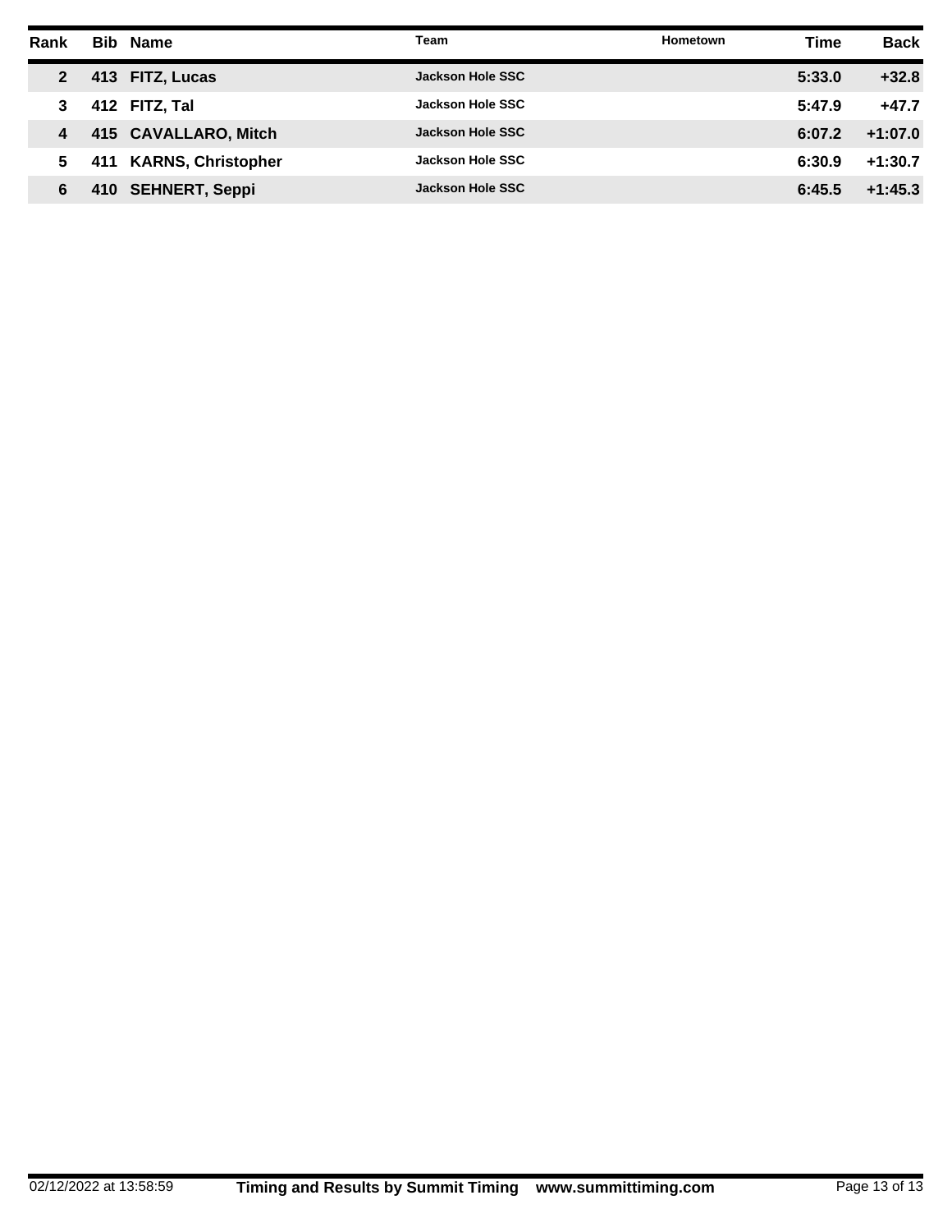| Rank | Bib | Name | Team | Hometown | Time | Back |
|---|---|---|---|---|---|---|
| **2** | **413** | **FITZ, Lucas** | **Jackson Hole SSC** | | **5:33.0** | **+32.8** |
| **3** | **412** | **FITZ, Tal** | **Jackson Hole SSC** | | **5:47.9** | **+47.7** |
| **4** | **415** | **CAVALLARO, Mitch** | **Jackson Hole SSC** | | **6:07.2** | **+1:07.0** |
| **5** | **411** | **KARNS, Christopher** | **Jackson Hole SSC** | | **6:30.9** | **+1:30.7** |
| **6** | **410** | **SEHNERT, Seppi** | **Jackson Hole SSC** | | **6:45.5** | **+1:45.3** |

02/12/2022 at 13:58:59 **Timing and Results by Summit Timing www.summittiming.com**